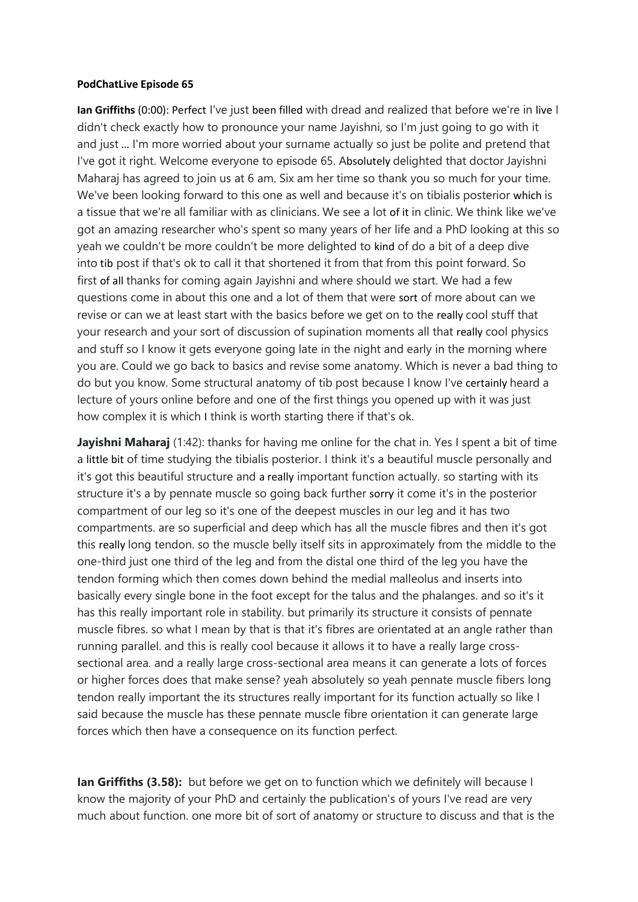**PodChatLive Episode 65**

**Ian Griffiths** (0:00): Perfect I've just been filled with dread and realized that before we're in live I didn't check exactly how to pronounce your name Jayishni, so I'm just going to go with it and just ... I'm more worried about your surname actually so just be polite and pretend that I've got it right. Welcome everyone to episode 65. Absolutely delighted that doctor Jayishni Maharaj has agreed to join us at 6 am. Six am her time so thank you so much for your time. We've been looking forward to this one as well and because it's on tibialis posterior which is a tissue that we're all familiar with as clinicians. We see a lot of it in clinic. We think like we've got an amazing researcher who's spent so many years of her life and a PhD looking at this so yeah we couldn't be more couldn't be more delighted to kind of do a bit of a deep dive into tib post if that's ok to call it that shortened it from that from this point forward. So first of all thanks for coming again Jayishni and where should we start. We had a few questions come in about this one and a lot of them that were sort of more about can we revise or can we at least start with the basics before we get on to the really cool stuff that your research and your sort of discussion of supination moments all that really cool physics and stuff so I know it gets everyone going late in the night and early in the morning where you are. Could we go back to basics and revise some anatomy. Which is never a bad thing to do but you know. Some structural anatomy of tib post because I know I've certainly heard a lecture of yours online before and one of the first things you opened up with it was just how complex it is which I think is worth starting there if that's ok.

**Jayishni Maharaj** (1:42): thanks for having me online for the chat in. Yes I spent a bit of time a little bit of time studying the tibialis posterior. I think it's a beautiful muscle personally and it's got this beautiful structure and a really important function actually. so starting with its structure it's a by pennate muscle so going back further sorry it come it's in the posterior compartment of our leg so it's one of the deepest muscles in our leg and it has two compartments. are so superficial and deep which has all the muscle fibres and then it's got this really long tendon. so the muscle belly itself sits in approximately from the middle to the one-third just one third of the leg and from the distal one third of the leg you have the tendon forming which then comes down behind the medial malleolus and inserts into basically every single bone in the foot except for the talus and the phalanges. and so it's it has this really important role in stability. but primarily its structure it consists of pennate muscle fibres. so what I mean by that is that it's fibres are orientated at an angle rather than running parallel. and this is really cool because it allows it to have a really large cross-sectional area. and a really large cross-sectional area means it can generate a lots of forces or higher forces does that make sense? yeah absolutely so yeah pennate muscle fibers long tendon really important the its structures really important for its function actually so like I said because the muscle has these pennate muscle fibre orientation it can generate large forces which then have a consequence on its function perfect.

**Ian Griffiths (3.58):** but before we get on to function which we definitely will because I know the majority of your PhD and certainly the publication's of yours I've read are very much about function. one more bit of sort of anatomy or structure to discuss and that is the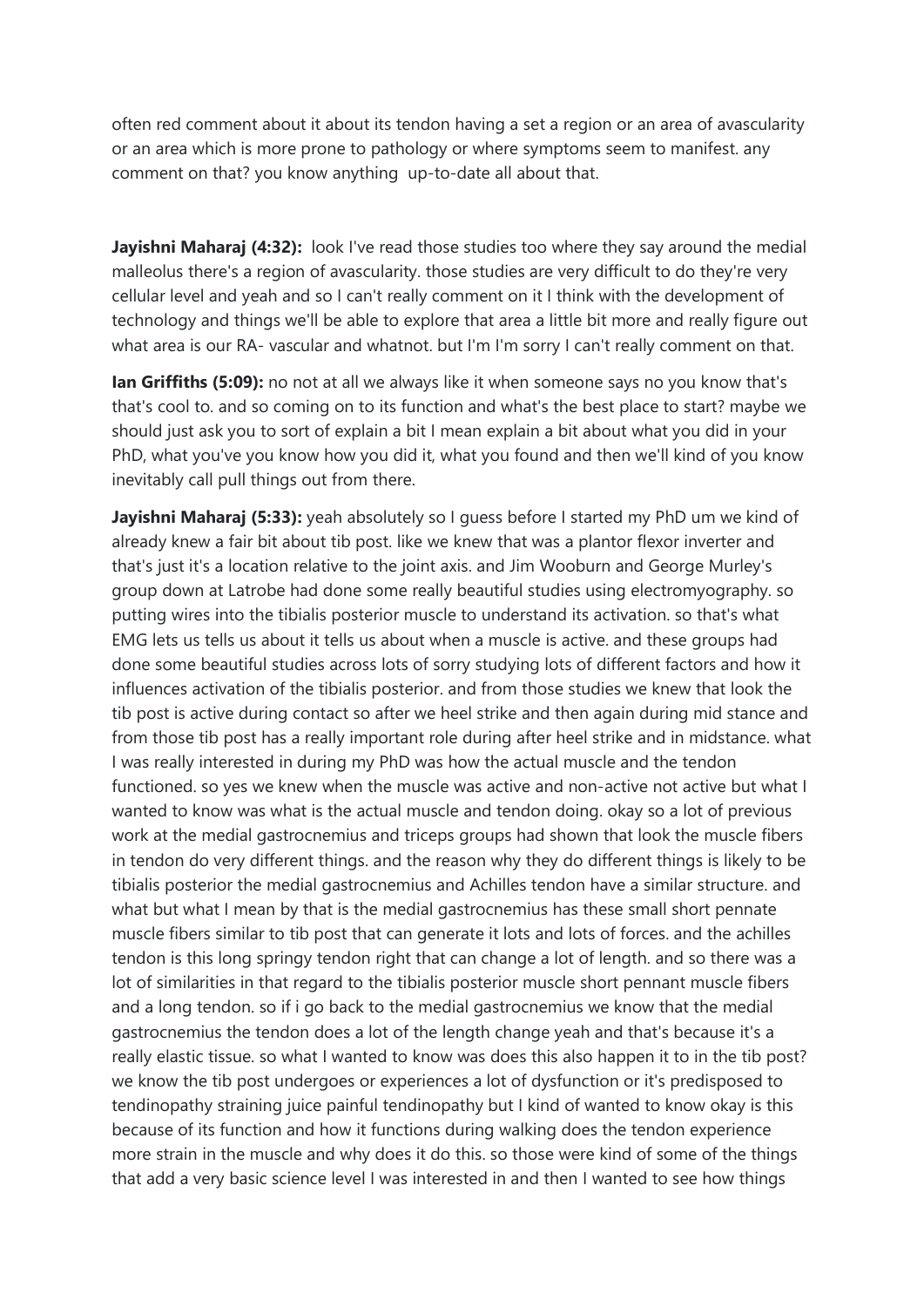often red comment about it about its tendon having a set a region or an area of avascularity or an area which is more prone to pathology or where symptoms seem to manifest. any comment on that? you know anything up-to-date all about that.

**Jayishni Maharaj (4:32):** look I've read those studies too where they say around the medial malleolus there's a region of avascularity. those studies are very difficult to do they're very cellular level and yeah and so I can't really comment on it I think with the development of technology and things we'll be able to explore that area a little bit more and really figure out what area is our RA- vascular and whatnot. but I'm I'm sorry I can't really comment on that.

**Ian Griffiths (5:09):** no not at all we always like it when someone says no you know that's that's cool to. and so coming on to its function and what's the best place to start? maybe we should just ask you to sort of explain a bit I mean explain a bit about what you did in your PhD, what you've you know how you did it, what you found and then we'll kind of you know inevitably call pull things out from there.

**Jayishni Maharaj (5:33):** yeah absolutely so I guess before I started my PhD um we kind of already knew a fair bit about tib post. like we knew that was a plantor flexor inverter and that's just it's a location relative to the joint axis. and Jim Wooburn and George Murley's group down at Latrobe had done some really beautiful studies using electromyography. so putting wires into the tibialis posterior muscle to understand its activation. so that's what EMG lets us tells us about it tells us about when a muscle is active. and these groups had done some beautiful studies across lots of sorry studying lots of different factors and how it influences activation of the tibialis posterior. and from those studies we knew that look the tib post is active during contact so after we heel strike and then again during mid stance and from those tib post has a really important role during after heel strike and in midstance. what I was really interested in during my PhD was how the actual muscle and the tendon functioned. so yes we knew when the muscle was active and non-active not active but what I wanted to know was what is the actual muscle and tendon doing. okay so a lot of previous work at the medial gastrocnemius and triceps groups had shown that look the muscle fibers in tendon do very different things. and the reason why they do different things is likely to be tibialis posterior the medial gastrocnemius and Achilles tendon have a similar structure. and what but what I mean by that is the medial gastrocnemius has these small short pennate muscle fibers similar to tib post that can generate it lots and lots of forces. and the achilles tendon is this long springy tendon right that can change a lot of length. and so there was a lot of similarities in that regard to the tibialis posterior muscle short pennant muscle fibers and a long tendon. so if i go back to the medial gastrocnemius we know that the medial gastrocnemius the tendon does a lot of the length change yeah and that's because it's a really elastic tissue. so what I wanted to know was does this also happen it to in the tib post? we know the tib post undergoes or experiences a lot of dysfunction or it's predisposed to tendinopathy straining juice painful tendinopathy but I kind of wanted to know okay is this because of its function and how it functions during walking does the tendon experience more strain in the muscle and why does it do this. so those were kind of some of the things that add a very basic science level I was interested in and then I wanted to see how things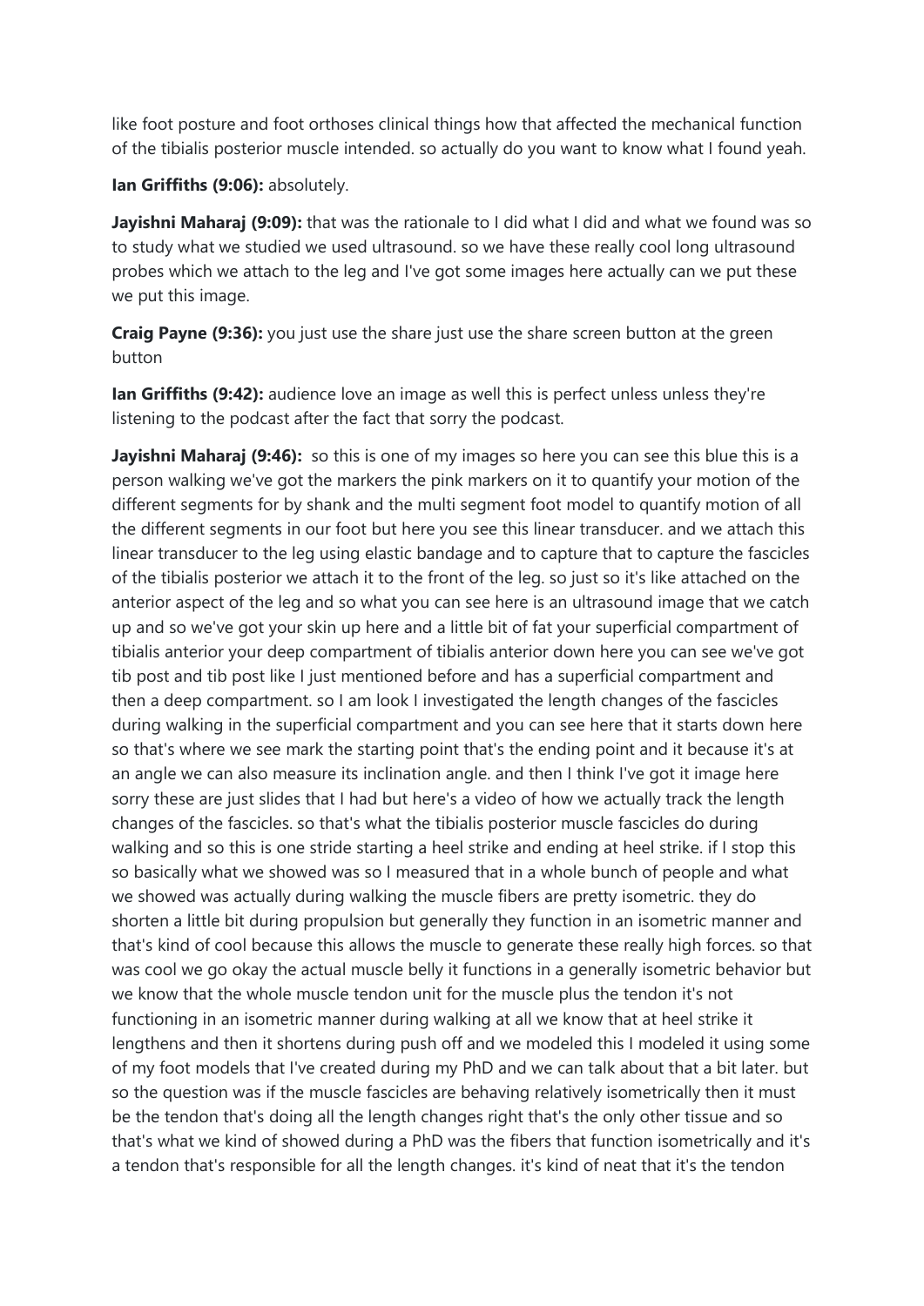like foot posture and foot orthoses clinical things how that affected the mechanical function of the tibialis posterior muscle intended. so actually do you want to know what I found yeah.

**Ian Griffiths (9:06):** absolutely.

**Jayishni Maharaj (9:09):** that was the rationale to I did what I did and what we found was so to study what we studied we used ultrasound. so we have these really cool long ultrasound probes which we attach to the leg and I've got some images here actually can we put these we put this image.

**Craig Payne (9:36):** you just use the share just use the share screen button at the green button

**Ian Griffiths (9:42):** audience love an image as well this is perfect unless unless they're listening to the podcast after the fact that sorry the podcast.

**Jayishni Maharaj (9:46):** so this is one of my images so here you can see this blue this is a person walking we've got the markers the pink markers on it to quantify your motion of the different segments for by shank and the multi segment foot model to quantify motion of all the different segments in our foot but here you see this linear transducer. and we attach this linear transducer to the leg using elastic bandage and to capture that to capture the fascicles of the tibialis posterior we attach it to the front of the leg. so just so it's like attached on the anterior aspect of the leg and so what you can see here is an ultrasound image that we catch up and so we've got your skin up here and a little bit of fat your superficial compartment of tibialis anterior your deep compartment of tibialis anterior down here you can see we've got tib post and tib post like I just mentioned before and has a superficial compartment and then a deep compartment. so I am look I investigated the length changes of the fascicles during walking in the superficial compartment and you can see here that it starts down here so that's where we see mark the starting point that's the ending point and it because it's at an angle we can also measure its inclination angle. and then I think I've got it image here sorry these are just slides that I had but here's a video of how we actually track the length changes of the fascicles. so that's what the tibialis posterior muscle fascicles do during walking and so this is one stride starting a heel strike and ending at heel strike. if I stop this so basically what we showed was so I measured that in a whole bunch of people and what we showed was actually during walking the muscle fibers are pretty isometric. they do shorten a little bit during propulsion but generally they function in an isometric manner and that's kind of cool because this allows the muscle to generate these really high forces. so that was cool we go okay the actual muscle belly it functions in a generally isometric behavior but we know that the whole muscle tendon unit for the muscle plus the tendon it's not functioning in an isometric manner during walking at all we know that at heel strike it lengthens and then it shortens during push off and we modeled this I modeled it using some of my foot models that I've created during my PhD and we can talk about that a bit later. but so the question was if the muscle fascicles are behaving relatively isometrically then it must be the tendon that's doing all the length changes right that's the only other tissue and so that's what we kind of showed during a PhD was the fibers that function isometrically and it's a tendon that's responsible for all the length changes. it's kind of neat that it's the tendon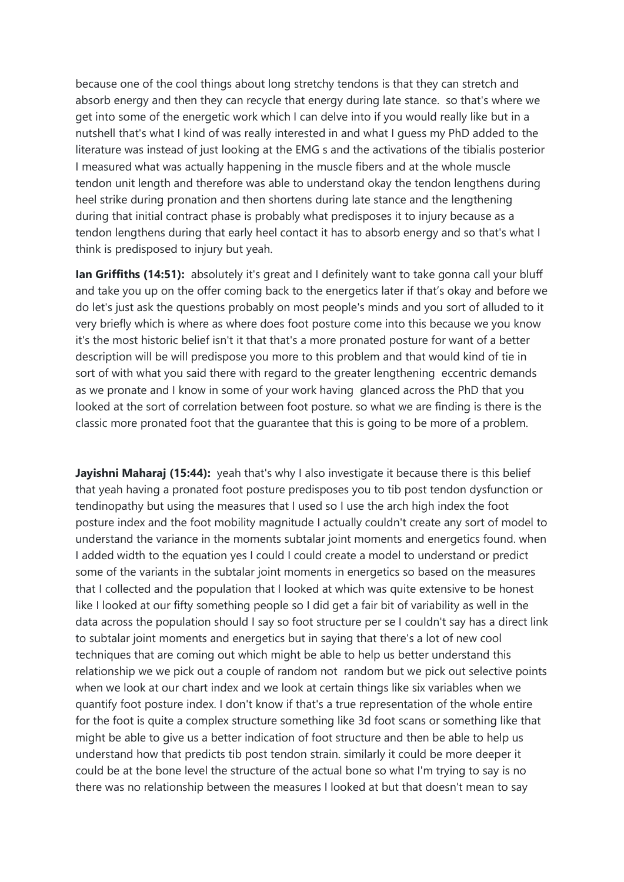because one of the cool things about long stretchy tendons is that they can stretch and absorb energy and then they can recycle that energy during late stance. so that's where we get into some of the energetic work which I can delve into if you would really like but in a nutshell that's what I kind of was really interested in and what I guess my PhD added to the literature was instead of just looking at the EMG s and the activations of the tibialis posterior I measured what was actually happening in the muscle fibers and at the whole muscle tendon unit length and therefore was able to understand okay the tendon lengthens during heel strike during pronation and then shortens during late stance and the lengthening during that initial contract phase is probably what predisposes it to injury because as a tendon lengthens during that early heel contact it has to absorb energy and so that's what I think is predisposed to injury but yeah.

**Ian Griffiths (14:51):** absolutely it's great and I definitely want to take gonna call your bluff and take you up on the offer coming back to the energetics later if that's okay and before we do let's just ask the questions probably on most people's minds and you sort of alluded to it very briefly which is where as where does foot posture come into this because we you know it's the most historic belief isn't it that that's a more pronated posture for want of a better description will be will predispose you more to this problem and that would kind of tie in sort of with what you said there with regard to the greater lengthening eccentric demands as we pronate and I know in some of your work having glanced across the PhD that you looked at the sort of correlation between foot posture. so what we are finding is there is the classic more pronated foot that the guarantee that this is going to be more of a problem.

**Jayishni Maharaj (15:44):** yeah that's why I also investigate it because there is this belief that yeah having a pronated foot posture predisposes you to tib post tendon dysfunction or tendinopathy but using the measures that I used so I use the arch high index the foot posture index and the foot mobility magnitude I actually couldn't create any sort of model to understand the variance in the moments subtalar joint moments and energetics found. when I added width to the equation yes I could I could create a model to understand or predict some of the variants in the subtalar joint moments in energetics so based on the measures that I collected and the population that I looked at which was quite extensive to be honest like I looked at our fifty something people so I did get a fair bit of variability as well in the data across the population should I say so foot structure per se I couldn't say has a direct link to subtalar joint moments and energetics but in saying that there's a lot of new cool techniques that are coming out which might be able to help us better understand this relationship we we pick out a couple of random not random but we pick out selective points when we look at our chart index and we look at certain things like six variables when we quantify foot posture index. I don't know if that's a true representation of the whole entire for the foot is quite a complex structure something like 3d foot scans or something like that might be able to give us a better indication of foot structure and then be able to help us understand how that predicts tib post tendon strain. similarly it could be more deeper it could be at the bone level the structure of the actual bone so what I'm trying to say is no there was no relationship between the measures I looked at but that doesn't mean to say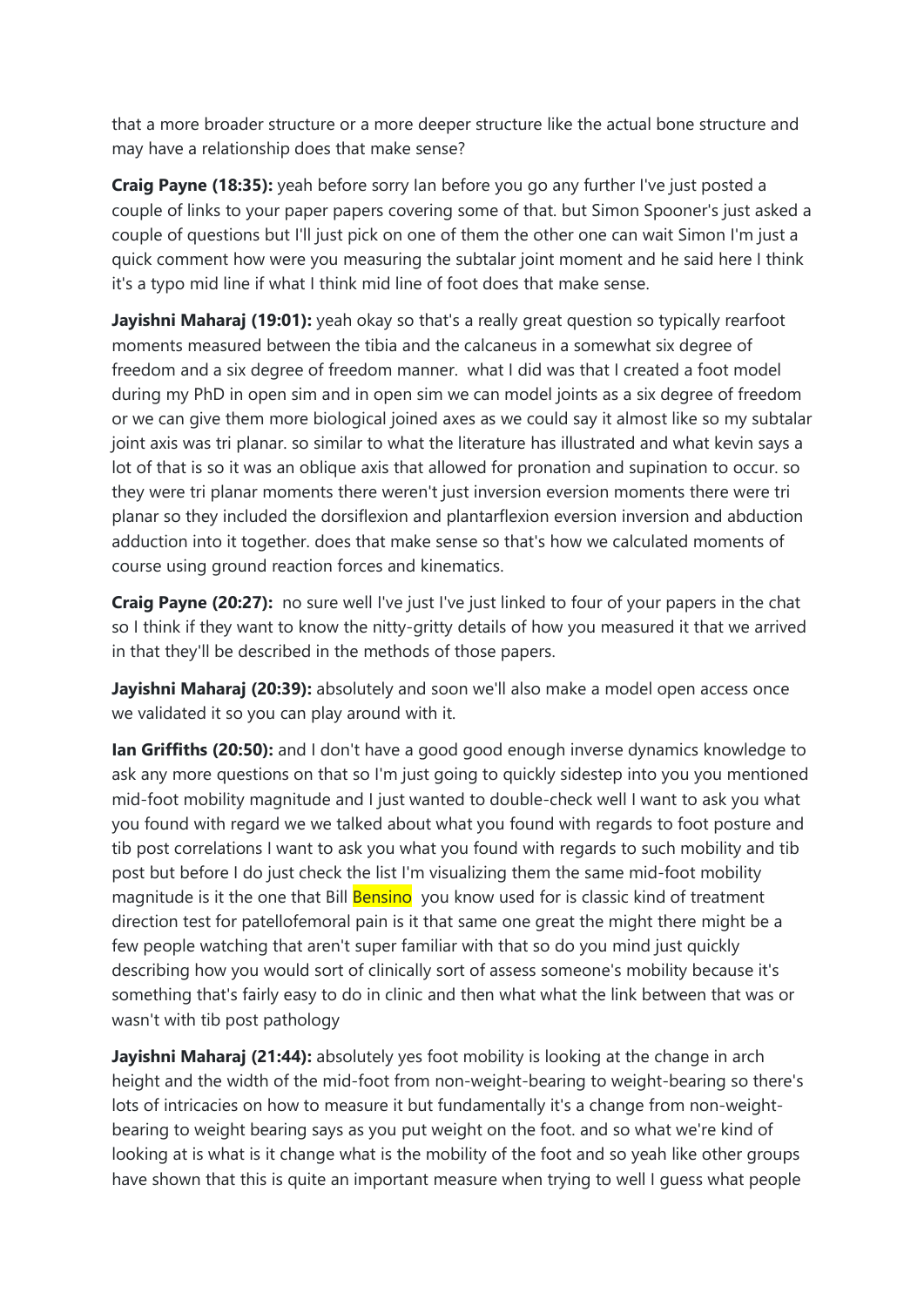that a more broader structure or a more deeper structure like the actual bone structure and may have a relationship does that make sense?

**Craig Payne (18:35):** yeah before sorry Ian before you go any further I've just posted a couple of links to your paper papers covering some of that. but Simon Spooner's just asked a couple of questions but I'll just pick on one of them the other one can wait Simon I'm just a quick comment how were you measuring the subtalar joint moment and he said here I think it's a typo mid line if what I think mid line of foot does that make sense.

**Jayishni Maharaj (19:01):** yeah okay so that's a really great question so typically rearfoot moments measured between the tibia and the calcaneus in a somewhat six degree of freedom and a six degree of freedom manner. what I did was that I created a foot model during my PhD in open sim and in open sim we can model joints as a six degree of freedom or we can give them more biological joined axes as we could say it almost like so my subtalar joint axis was tri planar. so similar to what the literature has illustrated and what kevin says a lot of that is so it was an oblique axis that allowed for pronation and supination to occur. so they were tri planar moments there weren't just inversion eversion moments there were tri planar so they included the dorsiflexion and plantarflexion eversion inversion and abduction adduction into it together. does that make sense so that's how we calculated moments of course using ground reaction forces and kinematics.

**Craig Payne (20:27):** no sure well I've just I've just linked to four of your papers in the chat so I think if they want to know the nitty-gritty details of how you measured it that we arrived in that they'll be described in the methods of those papers.

**Jayishni Maharaj (20:39):** absolutely and soon we'll also make a model open access once we validated it so you can play around with it.

**Ian Griffiths (20:50):** and I don't have a good good enough inverse dynamics knowledge to ask any more questions on that so I'm just going to quickly sidestep into you you mentioned mid-foot mobility magnitude and I just wanted to double-check well I want to ask you what you found with regard we we talked about what you found with regards to foot posture and tib post correlations I want to ask you what you found with regards to such mobility and tib post but before I do just check the list I'm visualizing them the same mid-foot mobility magnitude is it the one that Bill Bensino you know used for is classic kind of treatment direction test for patellofemoral pain is it that same one great the might there might be a few people watching that aren't super familiar with that so do you mind just quickly describing how you would sort of clinically sort of assess someone's mobility because it's something that's fairly easy to do in clinic and then what what the link between that was or wasn't with tib post pathology

**Jayishni Maharaj (21:44):** absolutely yes foot mobility is looking at the change in arch height and the width of the mid-foot from non-weight-bearing to weight-bearing so there's lots of intricacies on how to measure it but fundamentally it's a change from non-weight-bearing to weight bearing says as you put weight on the foot. and so what we're kind of looking at is what is it change what is the mobility of the foot and so yeah like other groups have shown that this is quite an important measure when trying to well I guess what people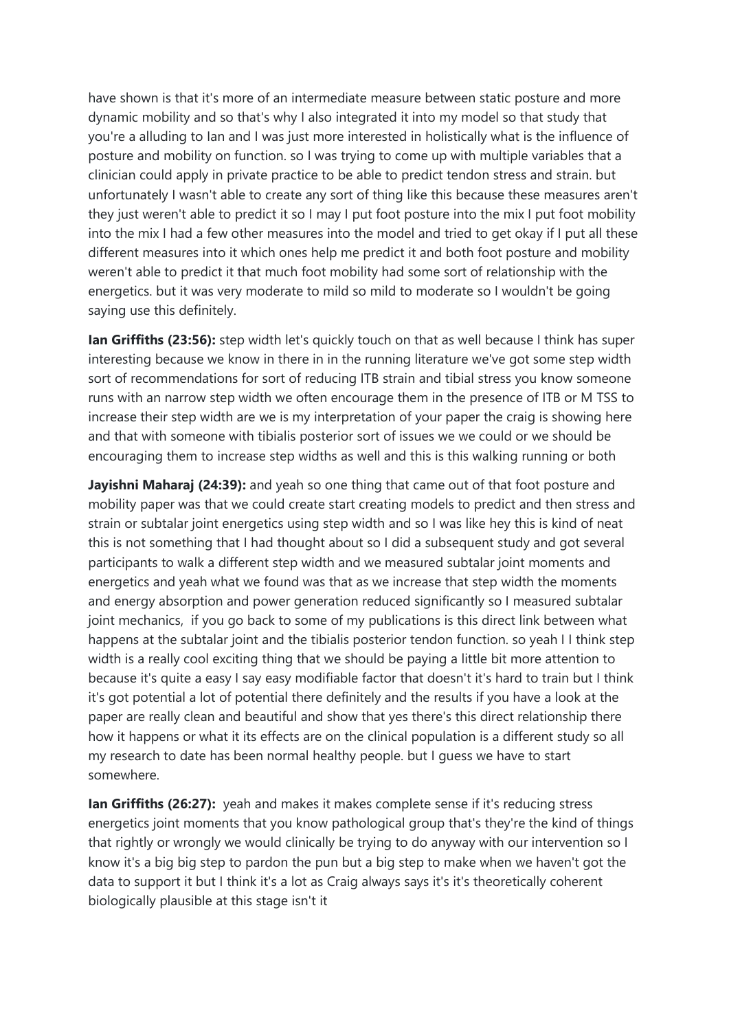have shown is that it's more of an intermediate measure between static posture and more dynamic mobility and so that's why I also integrated it into my model so that study that you're a alluding to Ian and I was just more interested in holistically what is the influence of posture and mobility on function. so I was trying to come up with multiple variables that a clinician could apply in private practice to be able to predict tendon stress and strain. but unfortunately I wasn't able to create any sort of thing like this because these measures aren't they just weren't able to predict it so I may I put foot posture into the mix I put foot mobility into the mix I had a few other measures into the model and tried to get okay if I put all these different measures into it which ones help me predict it and both foot posture and mobility weren't able to predict it that much foot mobility had some sort of relationship with the energetics. but it was very moderate to mild so mild to moderate so I wouldn't be going saying use this definitely.

**Ian Griffiths (23:56):** step width let's quickly touch on that as well because I think has super interesting because we know in there in in the running literature we've got some step width sort of recommendations for sort of reducing ITB strain and tibial stress you know someone runs with an narrow step width we often encourage them in the presence of ITB or M TSS to increase their step width are we is my interpretation of your paper the craig is showing here and that with someone with tibialis posterior sort of issues we we could or we should be encouraging them to increase step widths as well and this is this walking running or both

**Jayishni Maharaj (24:39):** and yeah so one thing that came out of that foot posture and mobility paper was that we could create start creating models to predict and then stress and strain or subtalar joint energetics using step width and so I was like hey this is kind of neat this is not something that I had thought about so I did a subsequent study and got several participants to walk a different step width and we measured subtalar joint moments and energetics and yeah what we found was that as we increase that step width the moments and energy absorption and power generation reduced significantly so I measured subtalar joint mechanics, if you go back to some of my publications is this direct link between what happens at the subtalar joint and the tibialis posterior tendon function. so yeah I I think step width is a really cool exciting thing that we should be paying a little bit more attention to because it's quite a easy I say easy modifiable factor that doesn't it's hard to train but I think it's got potential a lot of potential there definitely and the results if you have a look at the paper are really clean and beautiful and show that yes there's this direct relationship there how it happens or what it its effects are on the clinical population is a different study so all my research to date has been normal healthy people. but I guess we have to start somewhere.

**Ian Griffiths (26:27):** yeah and makes it makes complete sense if it's reducing stress energetics joint moments that you know pathological group that's they're the kind of things that rightly or wrongly we would clinically be trying to do anyway with our intervention so I know it's a big big step to pardon the pun but a big step to make when we haven't got the data to support it but I think it's a lot as Craig always says it's it's theoretically coherent biologically plausible at this stage isn't it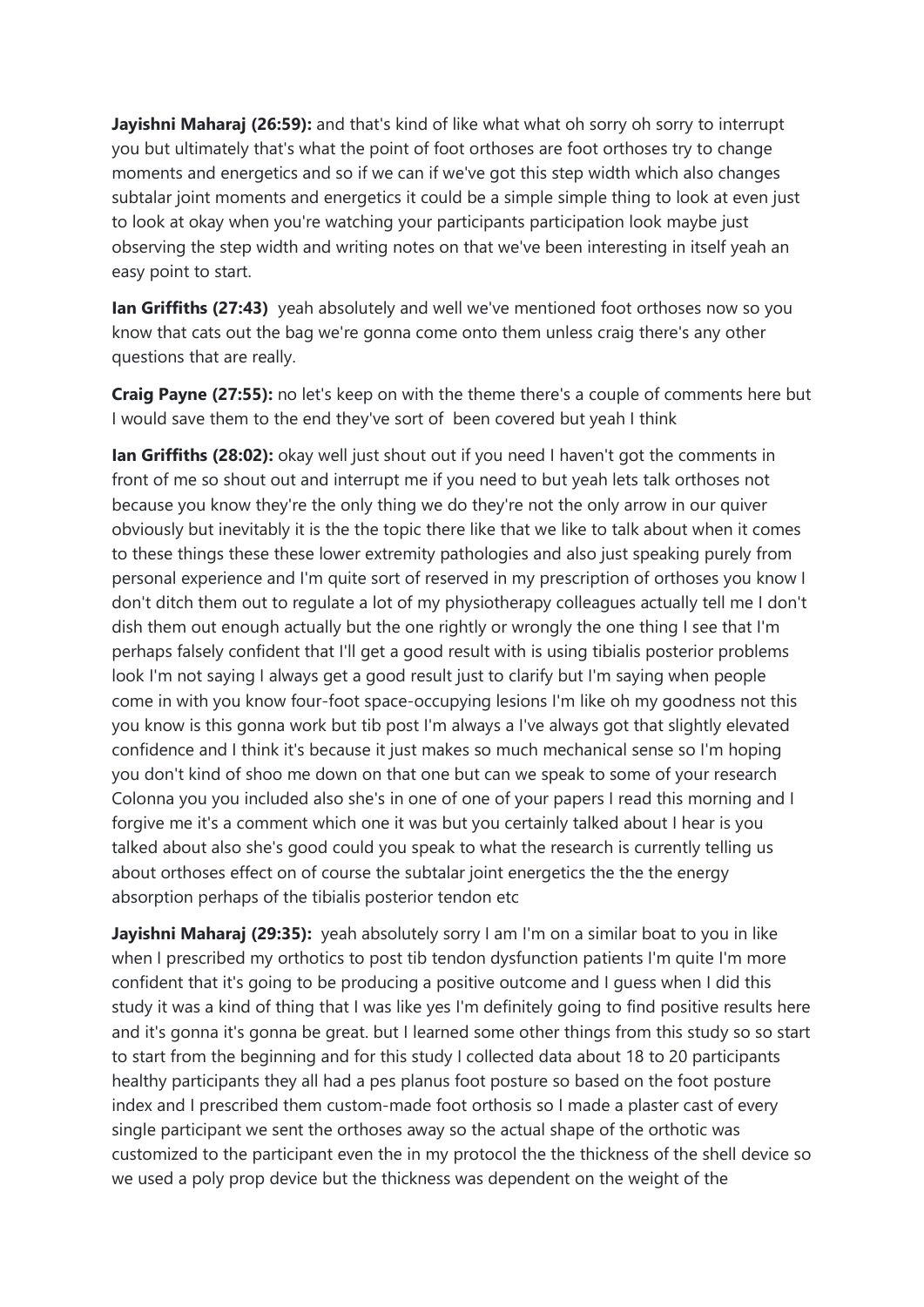**Jayishni Maharaj (26:59):** and that's kind of like what what oh sorry oh sorry to interrupt you but ultimately that's what the point of foot orthoses are foot orthoses try to change moments and energetics and so if we can if we've got this step width which also changes subtalar joint moments and energetics it could be a simple simple thing to look at even just to look at okay when you're watching your participants participation look maybe just observing the step width and writing notes on that we've been interesting in itself yeah an easy point to start.

**Ian Griffiths (27:43)** yeah absolutely and well we've mentioned foot orthoses now so you know that cats out the bag we're gonna come onto them unless craig there's any other questions that are really.

**Craig Payne (27:55):** no let's keep on with the theme there's a couple of comments here but I would save them to the end they've sort of been covered but yeah I think

**Ian Griffiths (28:02):** okay well just shout out if you need I haven't got the comments in front of me so shout out and interrupt me if you need to but yeah lets talk orthoses not because you know they're the only thing we do they're not the only arrow in our quiver obviously but inevitably it is the the topic there like that we like to talk about when it comes to these things these these lower extremity pathologies and also just speaking purely from personal experience and I'm quite sort of reserved in my prescription of orthoses you know I don't ditch them out to regulate a lot of my physiotherapy colleagues actually tell me I don't dish them out enough actually but the one rightly or wrongly the one thing I see that I'm perhaps falsely confident that I'll get a good result with is using tibialis posterior problems look I'm not saying I always get a good result just to clarify but I'm saying when people come in with you know four-foot space-occupying lesions I'm like oh my goodness not this you know is this gonna work but tib post I'm always a I've always got that slightly elevated confidence and I think it's because it just makes so much mechanical sense so I'm hoping you don't kind of shoo me down on that one but can we speak to some of your research Colonna you you included also she's in one of one of your papers I read this morning and I forgive me it's a comment which one it was but you certainly talked about I hear is you talked about also she's good could you speak to what the research is currently telling us about orthoses effect on of course the subtalar joint energetics the the the energy absorption perhaps of the tibialis posterior tendon etc

**Jayishni Maharaj (29:35):** yeah absolutely sorry I am I'm on a similar boat to you in like when I prescribed my orthotics to post tib tendon dysfunction patients I'm quite I'm more confident that it's going to be producing a positive outcome and I guess when I did this study it was a kind of thing that I was like yes I'm definitely going to find positive results here and it's gonna it's gonna be great. but I learned some other things from this study so so start to start from the beginning and for this study I collected data about 18 to 20 participants healthy participants they all had a pes planus foot posture so based on the foot posture index and I prescribed them custom-made foot orthosis so I made a plaster cast of every single participant we sent the orthoses away so the actual shape of the orthotic was customized to the participant even the in my protocol the the thickness of the shell device so we used a poly prop device but the thickness was dependent on the weight of the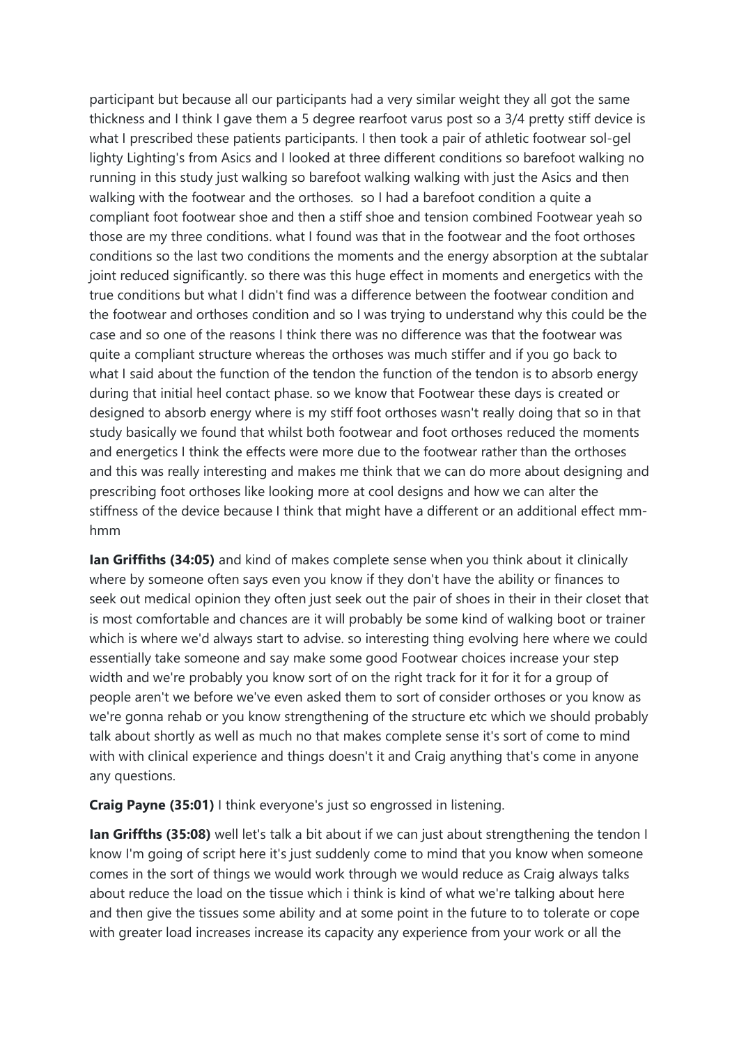participant but because all our participants had a very similar weight they all got the same thickness and I think I gave them a 5 degree rearfoot varus post so a 3/4 pretty stiff device is what I prescribed these patients participants. I then took a pair of athletic footwear sol-gel lighty Lighting's from Asics and I looked at three different conditions so barefoot walking no running in this study just walking so barefoot walking walking with just the Asics and then walking with the footwear and the orthoses. so I had a barefoot condition a quite a compliant foot footwear shoe and then a stiff shoe and tension combined Footwear yeah so those are my three conditions. what I found was that in the footwear and the foot orthoses conditions so the last two conditions the moments and the energy absorption at the subtalar joint reduced significantly. so there was this huge effect in moments and energetics with the true conditions but what I didn't find was a difference between the footwear condition and the footwear and orthoses condition and so I was trying to understand why this could be the case and so one of the reasons I think there was no difference was that the footwear was quite a compliant structure whereas the orthoses was much stiffer and if you go back to what I said about the function of the tendon the function of the tendon is to absorb energy during that initial heel contact phase. so we know that Footwear these days is created or designed to absorb energy where is my stiff foot orthoses wasn't really doing that so in that study basically we found that whilst both footwear and foot orthoses reduced the moments and energetics I think the effects were more due to the footwear rather than the orthoses and this was really interesting and makes me think that we can do more about designing and prescribing foot orthoses like looking more at cool designs and how we can alter the stiffness of the device because I think that might have a different or an additional effect mm-hmm

**Ian Griffiths (34:05)** and kind of makes complete sense when you think about it clinically where by someone often says even you know if they don't have the ability or finances to seek out medical opinion they often just seek out the pair of shoes in their in their closet that is most comfortable and chances are it will probably be some kind of walking boot or trainer which is where we'd always start to advise. so interesting thing evolving here where we could essentially take someone and say make some good Footwear choices increase your step width and we're probably you know sort of on the right track for it for it for a group of people aren't we before we've even asked them to sort of consider orthoses or you know as we're gonna rehab or you know strengthening of the structure etc which we should probably talk about shortly as well as much no that makes complete sense it's sort of come to mind with with clinical experience and things doesn't it and Craig anything that's come in anyone any questions.

**Craig Payne (35:01)** I think everyone's just so engrossed in listening.

**Ian Griffths (35:08)** well let's talk a bit about if we can just about strengthening the tendon I know I'm going of script here it's just suddenly come to mind that you know when someone comes in the sort of things we would work through we would reduce as Craig always talks about reduce the load on the tissue which i think is kind of what we're talking about here and then give the tissues some ability and at some point in the future to to tolerate or cope with greater load increases increase its capacity any experience from your work or all the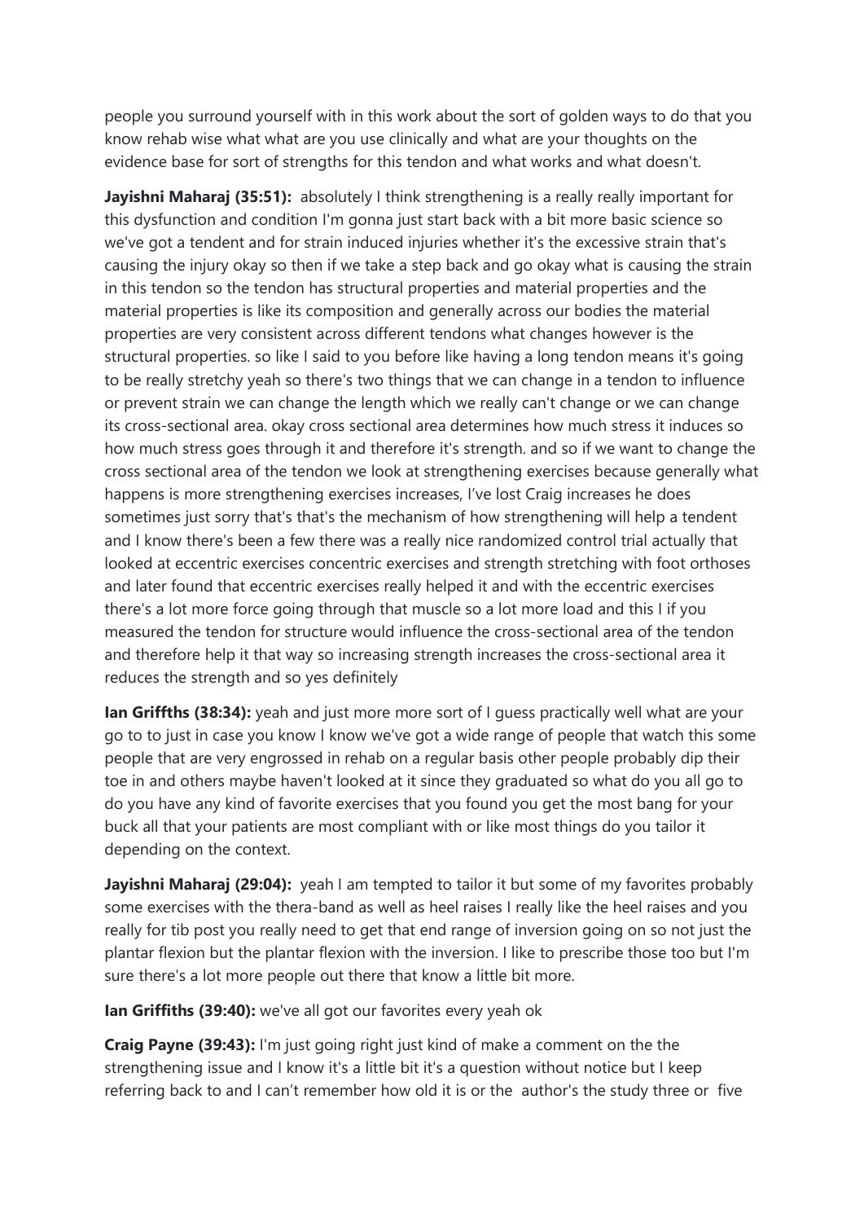people you surround yourself with in this work about the sort of golden ways to do that you know rehab wise what what are you use clinically and what are your thoughts on the evidence base for sort of strengths for this tendon and what works and what doesn't.

**Jayishni Maharaj (35:51):** absolutely I think strengthening is a really really important for this dysfunction and condition I'm gonna just start back with a bit more basic science so we've got a tendent and for strain induced injuries whether it's the excessive strain that's causing the injury okay so then if we take a step back and go okay what is causing the strain in this tendon so the tendon has structural properties and material properties and the material properties is like its composition and generally across our bodies the material properties are very consistent across different tendons what changes however is the structural properties. so like I said to you before like having a long tendon means it's going to be really stretchy yeah so there's two things that we can change in a tendon to influence or prevent strain we can change the length which we really can't change or we can change its cross-sectional area. okay cross sectional area determines how much stress it induces so how much stress goes through it and therefore it's strength. and so if we want to change the cross sectional area of the tendon we look at strengthening exercises because generally what happens is more strengthening exercises increases, I've lost Craig increases he does sometimes just sorry that's that's the mechanism of how strengthening will help a tendent and I know there's been a few there was a really nice randomized control trial actually that looked at eccentric exercises concentric exercises and strength stretching with foot orthoses and later found that eccentric exercises really helped it and with the eccentric exercises there's a lot more force going through that muscle so a lot more load and this I if you measured the tendon for structure would influence the cross-sectional area of the tendon and therefore help it that way so increasing strength increases the cross-sectional area it reduces the strength and so yes definitely

**Ian Griffths (38:34):** yeah and just more more sort of I guess practically well what are your go to to just in case you know I know we've got a wide range of people that watch this some people that are very engrossed in rehab on a regular basis other people probably dip their toe in and others maybe haven't looked at it since they graduated so what do you all go to do you have any kind of favorite exercises that you found you get the most bang for your buck all that your patients are most compliant with or like most things do you tailor it depending on the context.

**Jayishni Maharaj (29:04):** yeah I am tempted to tailor it but some of my favorites probably some exercises with the thera-band as well as heel raises I really like the heel raises and you really for tib post you really need to get that end range of inversion going on so not just the plantar flexion but the plantar flexion with the inversion. I like to prescribe those too but I'm sure there's a lot more people out there that know a little bit more.

**Ian Griffiths (39:40):** we've all got our favorites every yeah ok

**Craig Payne (39:43):** I'm just going right just kind of make a comment on the the strengthening issue and I know it's a little bit it's a question without notice but I keep referring back to and I can't remember how old it is or the author's the study three or five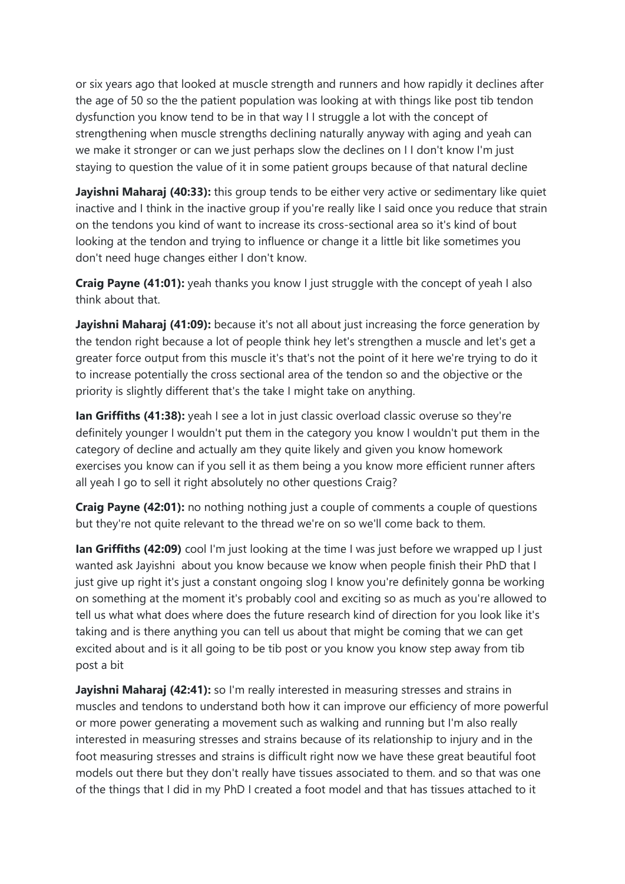or six years ago that looked at muscle strength and runners and how rapidly it declines after the age of 50 so the the patient population was looking at with things like post tib tendon dysfunction you know tend to be in that way I I struggle a lot with the concept of strengthening when muscle strengths declining naturally anyway with aging and yeah can we make it stronger or can we just perhaps slow the declines on I I don't know I'm just staying to question the value of it in some patient groups because of that natural decline

**Jayishni Maharaj (40:33):** this group tends to be either very active or sedimentary like quiet inactive and I think in the inactive group if you're really like I said once you reduce that strain on the tendons you kind of want to increase its cross-sectional area so it's kind of bout looking at the tendon and trying to influence or change it a little bit like sometimes you don't need huge changes either I don't know.

**Craig Payne (41:01):** yeah thanks you know I just struggle with the concept of yeah I also think about that.

**Jayishni Maharaj (41:09):** because it's not all about just increasing the force generation by the tendon right because a lot of people think hey let's strengthen a muscle and let's get a greater force output from this muscle it's that's not the point of it here we're trying to do it to increase potentially the cross sectional area of the tendon so and the objective or the priority is slightly different that's the take I might take on anything.

**Ian Griffiths (41:38):** yeah I see a lot in just classic overload classic overuse so they're definitely younger I wouldn't put them in the category you know I wouldn't put them in the category of decline and actually am they quite likely and given you know homework exercises you know can if you sell it as them being a you know more efficient runner afters all yeah I go to sell it right absolutely no other questions Craig?

**Craig Payne (42:01):** no nothing nothing just a couple of comments a couple of questions but they're not quite relevant to the thread we're on so we'll come back to them.

**Ian Griffiths (42:09)** cool I'm just looking at the time I was just before we wrapped up I just wanted ask Jayishni about you know because we know when people finish their PhD that I just give up right it's just a constant ongoing slog I know you're definitely gonna be working on something at the moment it's probably cool and exciting so as much as you're allowed to tell us what what does where does the future research kind of direction for you look like it's taking and is there anything you can tell us about that might be coming that we can get excited about and is it all going to be tib post or you know you know step away from tib post a bit

**Jayishni Maharaj (42:41):** so I'm really interested in measuring stresses and strains in muscles and tendons to understand both how it can improve our efficiency of more powerful or more power generating a movement such as walking and running but I'm also really interested in measuring stresses and strains because of its relationship to injury and in the foot measuring stresses and strains is difficult right now we have these great beautiful foot models out there but they don't really have tissues associated to them. and so that was one of the things that I did in my PhD I created a foot model and that has tissues attached to it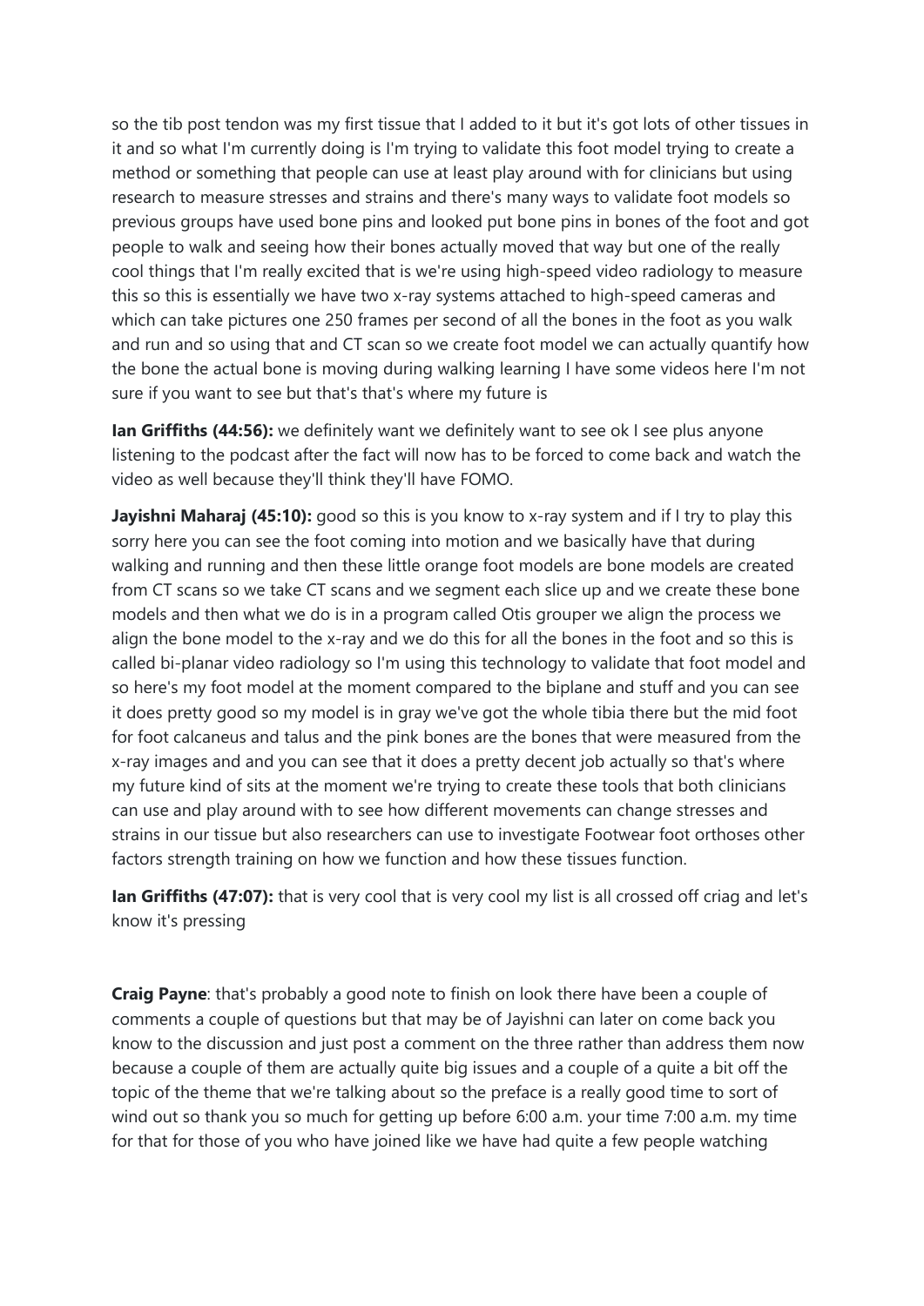so the tib post tendon was my first tissue that I added to it but it's got lots of other tissues in it and so what I'm currently doing is I'm trying to validate this foot model trying to create a method or something that people can use at least play around with for clinicians but using research to measure stresses and strains and there's many ways to validate foot models so previous groups have used bone pins and looked put bone pins in bones of the foot and got people to walk and seeing how their bones actually moved that way but one of the really cool things that I'm really excited that is we're using high-speed video radiology to measure this so this is essentially we have two x-ray systems attached to high-speed cameras and which can take pictures one 250 frames per second of all the bones in the foot as you walk and run and so using that and CT scan so we create foot model we can actually quantify how the bone the actual bone is moving during walking learning I have some videos here I'm not sure if you want to see but that's that's where my future is

**Ian Griffiths (44:56):** we definitely want we definitely want to see ok I see plus anyone listening to the podcast after the fact will now has to be forced to come back and watch the video as well because they'll think they'll have FOMO.

**Jayishni Maharaj (45:10):** good so this is you know to x-ray system and if I try to play this sorry here you can see the foot coming into motion and we basically have that during walking and running and then these little orange foot models are bone models are created from CT scans so we take CT scans and we segment each slice up and we create these bone models and then what we do is in a program called Otis grouper we align the process we align the bone model to the x-ray and we do this for all the bones in the foot and so this is called bi-planar video radiology so I'm using this technology to validate that foot model and so here's my foot model at the moment compared to the biplane and stuff and you can see it does pretty good so my model is in gray we've got the whole tibia there but the mid foot for foot calcaneus and talus and the pink bones are the bones that were measured from the x-ray images and and you can see that it does a pretty decent job actually so that's where my future kind of sits at the moment we're trying to create these tools that both clinicians can use and play around with to see how different movements can change stresses and strains in our tissue but also researchers can use to investigate Footwear foot orthoses other factors strength training on how we function and how these tissues function.

**Ian Griffiths (47:07):** that is very cool that is very cool my list is all crossed off criag and let's know it's pressing

**Craig Payne**: that's probably a good note to finish on look there have been a couple of comments a couple of questions but that may be of Jayishni can later on come back you know to the discussion and just post a comment on the three rather than address them now because a couple of them are actually quite big issues and a couple of a quite a bit off the topic of the theme that we're talking about so the preface is a really good time to sort of wind out so thank you so much for getting up before 6:00 a.m. your time 7:00 a.m. my time for that for those of you who have joined like we have had quite a few people watching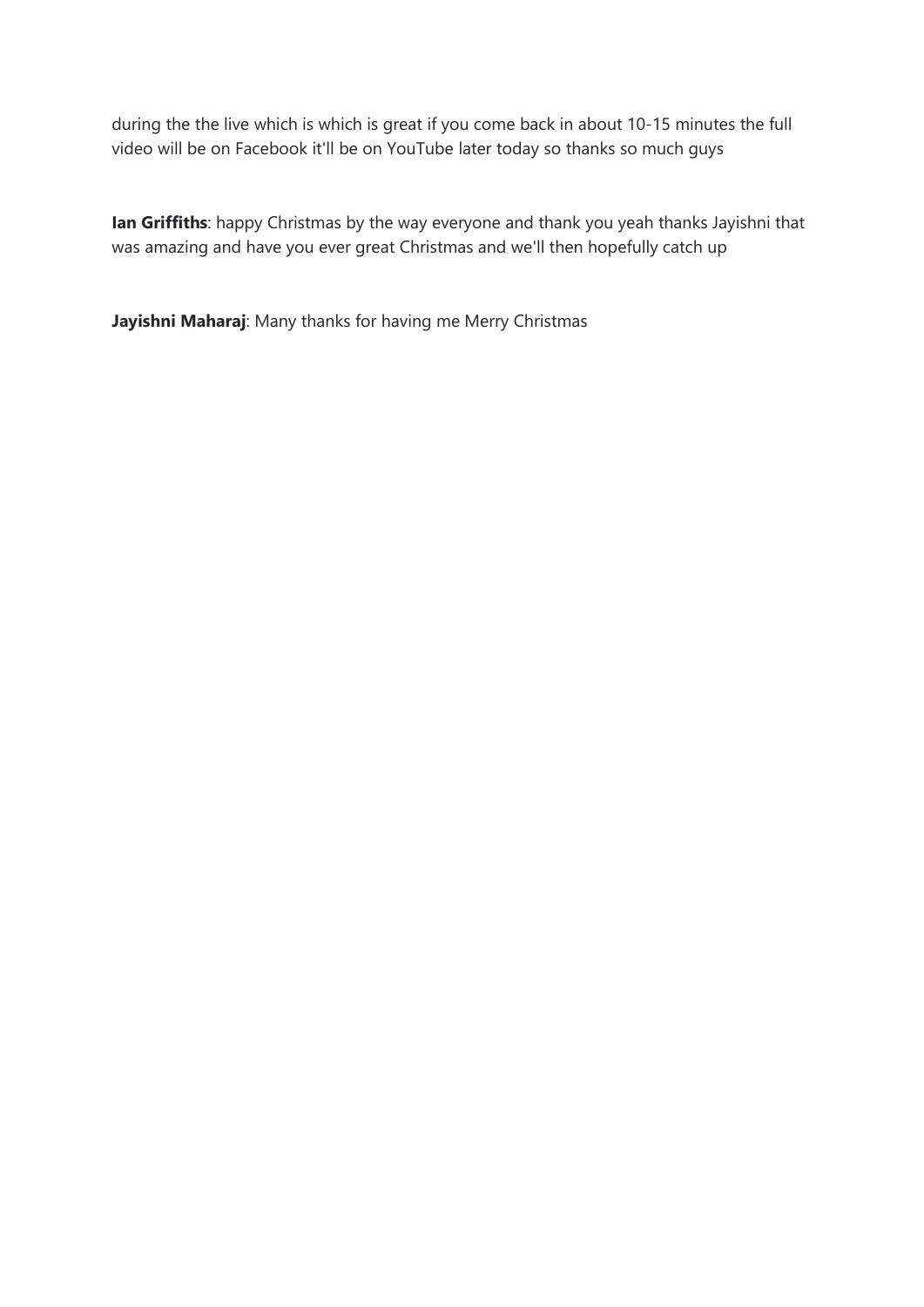during the the live which is which is great if you come back in about 10-15 minutes the full video will be on Facebook it'll be on YouTube later today so thanks so much guys

**Ian Griffiths**: happy Christmas by the way everyone and thank you yeah thanks Jayishni that was amazing and have you ever great Christmas and we'll then hopefully catch up

**Jayishni Maharaj**: Many thanks for having me Merry Christmas